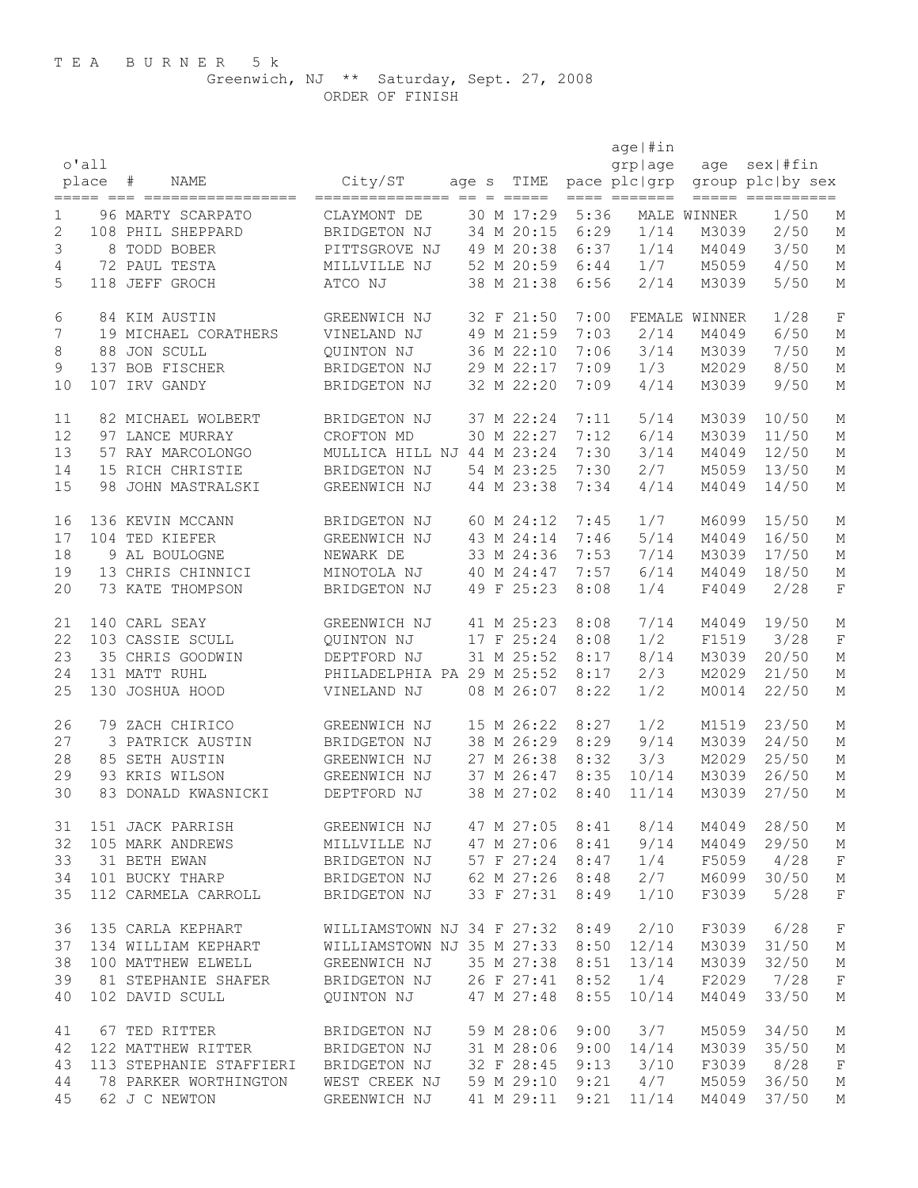# T E A B U R N E R 5 k

Greenwich, NJ ** Saturday, Sept. 27, 2008

ORDER OF FINISH

| o'all place | # | NAME | City/ST | age | s | TIME | pace | age grp plc\|grp | #in age grp | age group | sex\|#fin plc\|by sex | sex |
|---|---|---|---|---|---|---|---|---|---|---|---|---|
| 1 | 96 | MARTY SCARPATO | CLAYMONT DE | 30 | M | 17:29 | 5:36 | MALE WINNER | | | 1/50 | M |
| 2 | 108 | PHIL SHEPPARD | BRIDGETON NJ | 34 | M | 20:15 | 6:29 | 1/14 | | M3039 | 2/50 | M |
| 3 | 8 | TODD BOBER | PITTSGROVE NJ | 49 | M | 20:38 | 6:37 | 1/14 | | M4049 | 3/50 | M |
| 4 | 72 | PAUL TESTA | MILLVILLE NJ | 52 | M | 20:59 | 6:44 | 1/7 | | M5059 | 4/50 | M |
| 5 | 118 | JEFF GROCH | ATCO NJ | 38 | M | 21:38 | 6:56 | 2/14 | | M3039 | 5/50 | M |
| 6 | 84 | KIM AUSTIN | GREENWICH NJ | 32 | F | 21:50 | 7:00 | FEMALE WINNER | | | 1/28 | F |
| 7 | 19 | MICHAEL CORATHERS | VINELAND NJ | 49 | M | 21:59 | 7:03 | 2/14 | | M4049 | 6/50 | M |
| 8 | 88 | JON SCULL | QUINTON NJ | 36 | M | 22:10 | 7:06 | 3/14 | | M3039 | 7/50 | M |
| 9 | 137 | BOB FISCHER | BRIDGETON NJ | 29 | M | 22:17 | 7:09 | 1/3 | | M2029 | 8/50 | M |
| 10 | 107 | IRV GANDY | BRIDGETON NJ | 32 | M | 22:20 | 7:09 | 4/14 | | M3039 | 9/50 | M |
| 11 | 82 | MICHAEL WOLBERT | BRIDGETON NJ | 37 | M | 22:24 | 7:11 | 5/14 | | M3039 | 10/50 | M |
| 12 | 97 | LANCE MURRAY | CROFTON MD | 30 | M | 22:27 | 7:12 | 6/14 | | M3039 | 11/50 | M |
| 13 | 57 | RAY MARCOLONGO | MULLICA HILL NJ | 44 | M | 23:24 | 7:30 | 3/14 | | M4049 | 12/50 | M |
| 14 | 15 | RICH CHRISTIE | BRIDGETON NJ | 54 | M | 23:25 | 7:30 | 2/7 | | M5059 | 13/50 | M |
| 15 | 98 | JOHN MASTRALSKI | GREENWICH NJ | 44 | M | 23:38 | 7:34 | 4/14 | | M4049 | 14/50 | M |
| 16 | 136 | KEVIN MCCANN | BRIDGETON NJ | 60 | M | 24:12 | 7:45 | 1/7 | | M6099 | 15/50 | M |
| 17 | 104 | TED KIEFER | GREENWICH NJ | 43 | M | 24:14 | 7:46 | 5/14 | | M4049 | 16/50 | M |
| 18 | 9 | AL BOULOGNE | NEWARK DE | 33 | M | 24:36 | 7:53 | 7/14 | | M3039 | 17/50 | M |
| 19 | 13 | CHRIS CHINNICI | MINOTOLA NJ | 40 | M | 24:47 | 7:57 | 6/14 | | M4049 | 18/50 | M |
| 20 | 73 | KATE THOMPSON | BRIDGETON NJ | 49 | F | 25:23 | 8:08 | 1/4 | | F4049 | 2/28 | F |
| 21 | 140 | CARL SEAY | GREENWICH NJ | 41 | M | 25:23 | 8:08 | 7/14 | | M4049 | 19/50 | M |
| 22 | 103 | CASSIE SCULL | QUINTON NJ | 17 | F | 25:24 | 8:08 | 1/2 | | F1519 | 3/28 | F |
| 23 | 35 | CHRIS GOODWIN | DEPTFORD NJ | 31 | M | 25:52 | 8:17 | 8/14 | | M3039 | 20/50 | M |
| 24 | 131 | MATT RUHL | PHILADELPHIA PA | 29 | M | 25:52 | 8:17 | 2/3 | | M2029 | 21/50 | M |
| 25 | 130 | JOSHUA HOOD | VINELAND NJ | 08 | M | 26:07 | 8:22 | 1/2 | | M0014 | 22/50 | M |
| 26 | 79 | ZACH CHIRICO | GREENWICH NJ | 15 | M | 26:22 | 8:27 | 1/2 | | M1519 | 23/50 | M |
| 27 | 3 | PATRICK AUSTIN | BRIDGETON NJ | 38 | M | 26:29 | 8:29 | 9/14 | | M3039 | 24/50 | M |
| 28 | 85 | SETH AUSTIN | GREENWICH NJ | 27 | M | 26:38 | 8:32 | 3/3 | | M2029 | 25/50 | M |
| 29 | 93 | KRIS WILSON | GREENWICH NJ | 37 | M | 26:47 | 8:35 | 10/14 | | M3039 | 26/50 | M |
| 30 | 83 | DONALD KWASNICKI | DEPTFORD NJ | 38 | M | 27:02 | 8:40 | 11/14 | | M3039 | 27/50 | M |
| 31 | 151 | JACK PARRISH | GREENWICH NJ | 47 | M | 27:05 | 8:41 | 8/14 | | M4049 | 28/50 | M |
| 32 | 105 | MARK ANDREWS | MILLVILLE NJ | 47 | M | 27:06 | 8:41 | 9/14 | | M4049 | 29/50 | M |
| 33 | 31 | BETH EWAN | BRIDGETON NJ | 57 | F | 27:24 | 8:47 | 1/4 | | F5059 | 4/28 | F |
| 34 | 101 | BUCKY THARP | BRIDGETON NJ | 62 | M | 27:26 | 8:48 | 2/7 | | M6099 | 30/50 | M |
| 35 | 112 | CARMELA CARROLL | BRIDGETON NJ | 33 | F | 27:31 | 8:49 | 1/10 | | F3039 | 5/28 | F |
| 36 | 135 | CARLA KEPHART | WILLIAMSTOWN NJ | 34 | F | 27:32 | 8:49 | 2/10 | | F3039 | 6/28 | F |
| 37 | 134 | WILLIAM KEPHART | WILLIAMSTOWN NJ | 35 | M | 27:33 | 8:50 | 12/14 | | M3039 | 31/50 | M |
| 38 | 100 | MATTHEW ELWELL | GREENWICH NJ | 35 | M | 27:38 | 8:51 | 13/14 | | M3039 | 32/50 | M |
| 39 | 81 | STEPHANIE SHAFER | BRIDGETON NJ | 26 | F | 27:41 | 8:52 | 1/4 | | F2029 | 7/28 | F |
| 40 | 102 | DAVID SCULL | QUINTON NJ | 47 | M | 27:48 | 8:55 | 10/14 | | M4049 | 33/50 | M |
| 41 | 67 | TED RITTER | BRIDGETON NJ | 59 | M | 28:06 | 9:00 | 3/7 | | M5059 | 34/50 | M |
| 42 | 122 | MATTHEW RITTER | BRIDGETON NJ | 31 | M | 28:06 | 9:00 | 14/14 | | M3039 | 35/50 | M |
| 43 | 113 | STEPHANIE STAFFIERI | BRIDGETON NJ | 32 | F | 28:45 | 9:13 | 3/10 | | F3039 | 8/28 | F |
| 44 | 78 | PARKER WORTHINGTON | WEST CREEK NJ | 59 | M | 29:10 | 9:21 | 4/7 | | M5059 | 36/50 | M |
| 45 | 62 | J C NEWTON | GREENWICH NJ | 41 | M | 29:11 | 9:21 | 11/14 | | M4049 | 37/50 | M |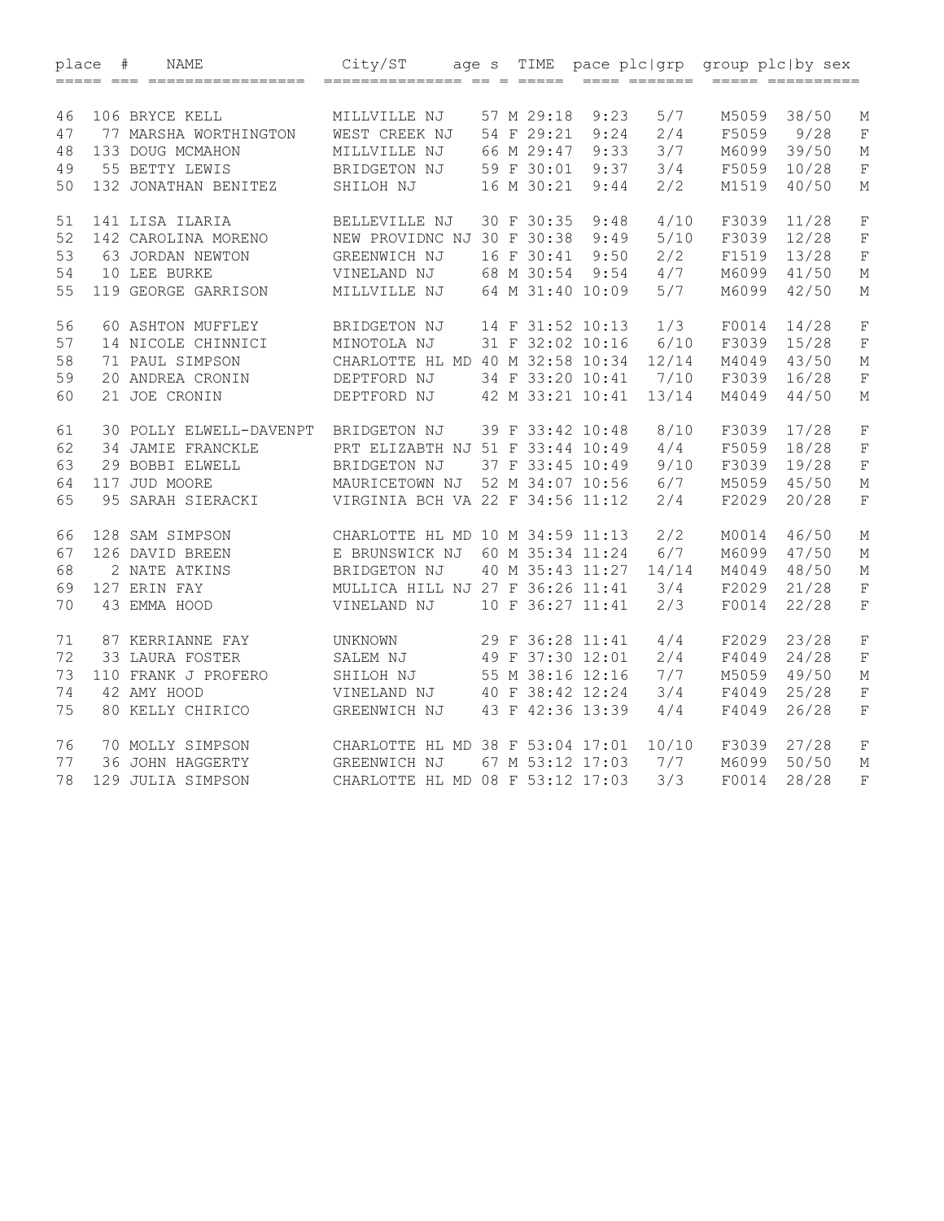| place | # | NAME | City/ST | age | s | TIME | pace | plc\|grp | group | plc\|by sex | |
|---|---|---|---|---|---|---|---|---|---|---|---|
| 46 | 106 | BRYCE KELL | MILLVILLE NJ | 57 | M | 29:18 | 9:23 | 5/7 | M5059 | 38/50 | M |
| 47 | 77 | MARSHA WORTHINGTON | WEST CREEK NJ | 54 | F | 29:21 | 9:24 | 2/4 | F5059 | 9/28 | F |
| 48 | 133 | DOUG MCMAHON | MILLVILLE NJ | 66 | M | 29:47 | 9:33 | 3/7 | M6099 | 39/50 | M |
| 49 | 55 | BETTY LEWIS | BRIDGETON NJ | 59 | F | 30:01 | 9:37 | 3/4 | F5059 | 10/28 | F |
| 50 | 132 | JONATHAN BENITEZ | SHILOH NJ | 16 | M | 30:21 | 9:44 | 2/2 | M1519 | 40/50 | M |
| 51 | 141 | LISA ILARIA | BELLEVILLE NJ | 30 | F | 30:35 | 9:48 | 4/10 | F3039 | 11/28 | F |
| 52 | 142 | CAROLINA MORENO | NEW PROVIDNC NJ | 30 | F | 30:38 | 9:49 | 5/10 | F3039 | 12/28 | F |
| 53 | 63 | JORDAN NEWTON | GREENWICH NJ | 16 | F | 30:41 | 9:50 | 2/2 | F1519 | 13/28 | F |
| 54 | 10 | LEE BURKE | VINELAND NJ | 68 | M | 30:54 | 9:54 | 4/7 | M6099 | 41/50 | M |
| 55 | 119 | GEORGE GARRISON | MILLVILLE NJ | 64 | M | 31:40 | 10:09 | 5/7 | M6099 | 42/50 | M |
| 56 | 60 | ASHTON MUFFLEY | BRIDGETON NJ | 14 | F | 31:52 | 10:13 | 1/3 | F0014 | 14/28 | F |
| 57 | 14 | NICOLE CHINNICI | MINOTOLA NJ | 31 | F | 32:02 | 10:16 | 6/10 | F3039 | 15/28 | F |
| 58 | 71 | PAUL SIMPSON | CHARLOTTE HL MD | 40 | M | 32:58 | 10:34 | 12/14 | M4049 | 43/50 | M |
| 59 | 20 | ANDREA CRONIN | DEPTFORD NJ | 34 | F | 33:20 | 10:41 | 7/10 | F3039 | 16/28 | F |
| 60 | 21 | JOE CRONIN | DEPTFORD NJ | 42 | M | 33:21 | 10:41 | 13/14 | M4049 | 44/50 | M |
| 61 | 30 | POLLY ELWELL-DAVENPT | BRIDGETON NJ | 39 | F | 33:42 | 10:48 | 8/10 | F3039 | 17/28 | F |
| 62 | 34 | JAMIE FRANCKLE | PRT ELIZABTH NJ | 51 | F | 33:44 | 10:49 | 4/4 | F5059 | 18/28 | F |
| 63 | 29 | BOBBI ELWELL | BRIDGETON NJ | 37 | F | 33:45 | 10:49 | 9/10 | F3039 | 19/28 | F |
| 64 | 117 | JUD MOORE | MAURICETOWN NJ | 52 | M | 34:07 | 10:56 | 6/7 | M5059 | 45/50 | M |
| 65 | 95 | SARAH SIERACKI | VIRGINIA BCH VA | 22 | F | 34:56 | 11:12 | 2/4 | F2029 | 20/28 | F |
| 66 | 128 | SAM SIMPSON | CHARLOTTE HL MD | 10 | M | 34:59 | 11:13 | 2/2 | M0014 | 46/50 | M |
| 67 | 126 | DAVID BREEN | E BRUNSWICK NJ | 60 | M | 35:34 | 11:24 | 6/7 | M6099 | 47/50 | M |
| 68 | 2 | NATE ATKINS | BRIDGETON NJ | 40 | M | 35:43 | 11:27 | 14/14 | M4049 | 48/50 | M |
| 69 | 127 | ERIN FAY | MULLICA HILL NJ | 27 | F | 36:26 | 11:41 | 3/4 | F2029 | 21/28 | F |
| 70 | 43 | EMMA HOOD | VINELAND NJ | 10 | F | 36:27 | 11:41 | 2/3 | F0014 | 22/28 | F |
| 71 | 87 | KERRIANNE FAY | UNKNOWN | 29 | F | 36:28 | 11:41 | 4/4 | F2029 | 23/28 | F |
| 72 | 33 | LAURA FOSTER | SALEM NJ | 49 | F | 37:30 | 12:01 | 2/4 | F4049 | 24/28 | F |
| 73 | 110 | FRANK J PROFERO | SHILOH NJ | 55 | M | 38:16 | 12:16 | 7/7 | M5059 | 49/50 | M |
| 74 | 42 | AMY HOOD | VINELAND NJ | 40 | F | 38:42 | 12:24 | 3/4 | F4049 | 25/28 | F |
| 75 | 80 | KELLY CHIRICO | GREENWICH NJ | 43 | F | 42:36 | 13:39 | 4/4 | F4049 | 26/28 | F |
| 76 | 70 | MOLLY SIMPSON | CHARLOTTE HL MD | 38 | F | 53:04 | 17:01 | 10/10 | F3039 | 27/28 | F |
| 77 | 36 | JOHN HAGGERTY | GREENWICH NJ | 67 | M | 53:12 | 17:03 | 7/7 | M6099 | 50/50 | M |
| 78 | 129 | JULIA SIMPSON | CHARLOTTE HL MD | 08 | F | 53:12 | 17:03 | 3/3 | F0014 | 28/28 | F |